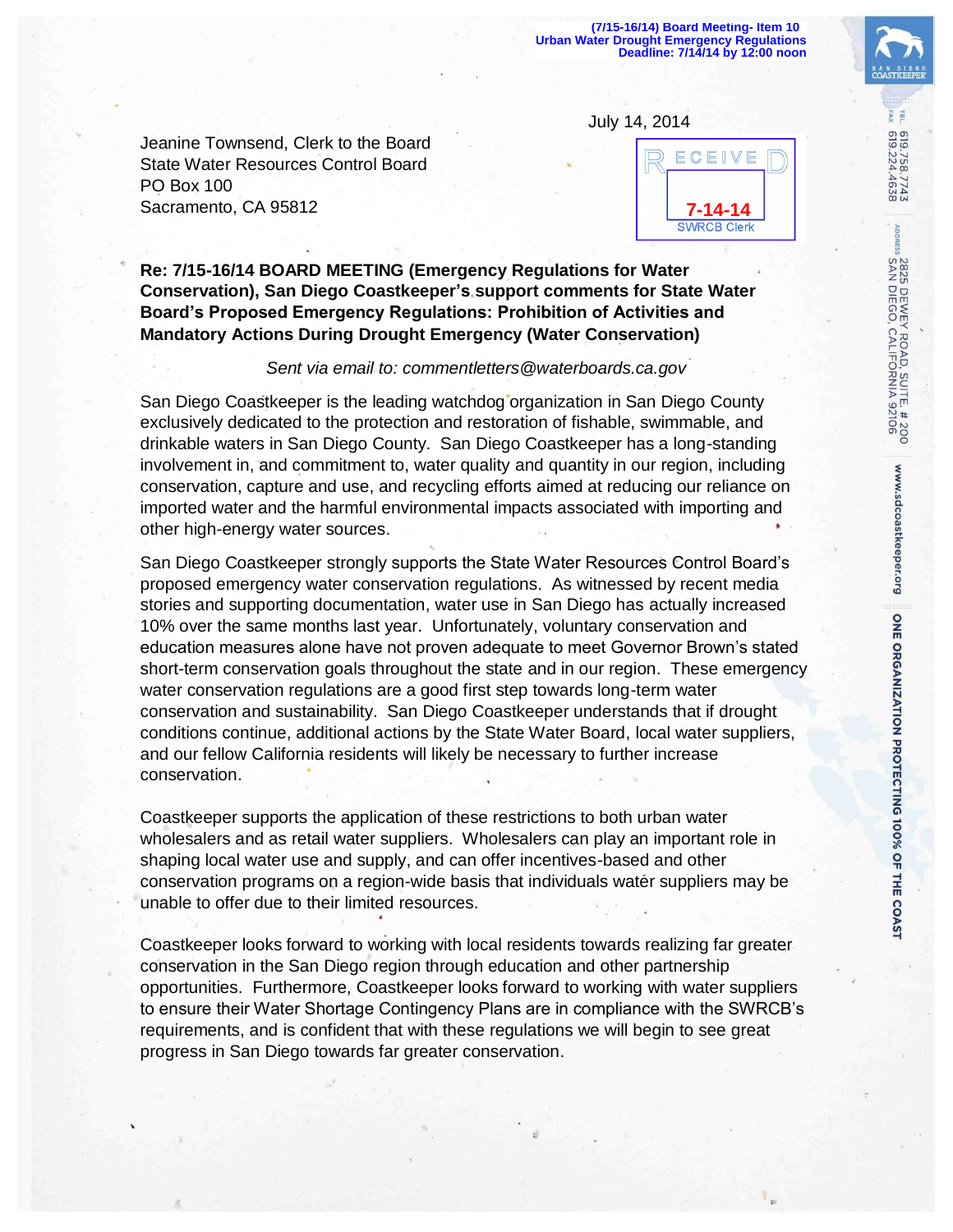(7/15-16/14) Board Meeting- Item 10
Urban Water Drought Emergency Regulations
Deadline: 7/14/14 by 12:00 noon

July 14, 2014

RECEIVED
7-14-14
SWRCB Clerk

Jeanine Townsend, Clerk to the Board
State Water Resources Control Board
PO Box 100
Sacramento, CA 95812

**Re: 7/15-16/14 BOARD MEETING (Emergency Regulations for Water Conservation), San Diego Coastkeeper's support comments for State Water Board's Proposed Emergency Regulations: Prohibition of Activities and Mandatory Actions During Drought Emergency (Water Conservation)**

*Sent via email to: commentletters@waterboards.ca.gov*

San Diego Coastkeeper is the leading watchdog organization in San Diego County exclusively dedicated to the protection and restoration of fishable, swimmable, and drinkable waters in San Diego County. San Diego Coastkeeper has a long-standing involvement in, and commitment to, water quality and quantity in our region, including conservation, capture and use, and recycling efforts aimed at reducing our reliance on imported water and the harmful environmental impacts associated with importing and other high-energy water sources.

San Diego Coastkeeper strongly supports the State Water Resources Control Board's proposed emergency water conservation regulations. As witnessed by recent media stories and supporting documentation, water use in San Diego has actually increased 10% over the same months last year. Unfortunately, voluntary conservation and education measures alone have not proven adequate to meet Governor Brown's stated short-term conservation goals throughout the state and in our region. These emergency water conservation regulations are a good first step towards long-term water conservation and sustainability. San Diego Coastkeeper understands that if drought conditions continue, additional actions by the State Water Board, local water suppliers, and our fellow California residents will likely be necessary to further increase conservation.

Coastkeeper supports the application of these restrictions to both urban water wholesalers and as retail water suppliers. Wholesalers can play an important role in shaping local water use and supply, and can offer incentives-based and other conservation programs on a region-wide basis that individuals water suppliers may be unable to offer due to their limited resources.

Coastkeeper looks forward to working with local residents towards realizing far greater conservation in the San Diego region through education and other partnership opportunities. Furthermore, Coastkeeper looks forward to working with water suppliers to ensure their Water Shortage Contingency Plans are in compliance with the SWRCB's requirements, and is confident that with these regulations we will begin to see great progress in San Diego towards far greater conservation.

SAN DIEGO COASTKEEPER

TEL 619.758.7743
FAX 619.224.4638

ADDRESS 2825 DEWEY ROAD, SUITE # 200
SAN DIEGO, CALIFORNIA 92106

www.sdcoastkeeper.org

ONE ORGANIZATION PROTECTING 100% OF THE COAST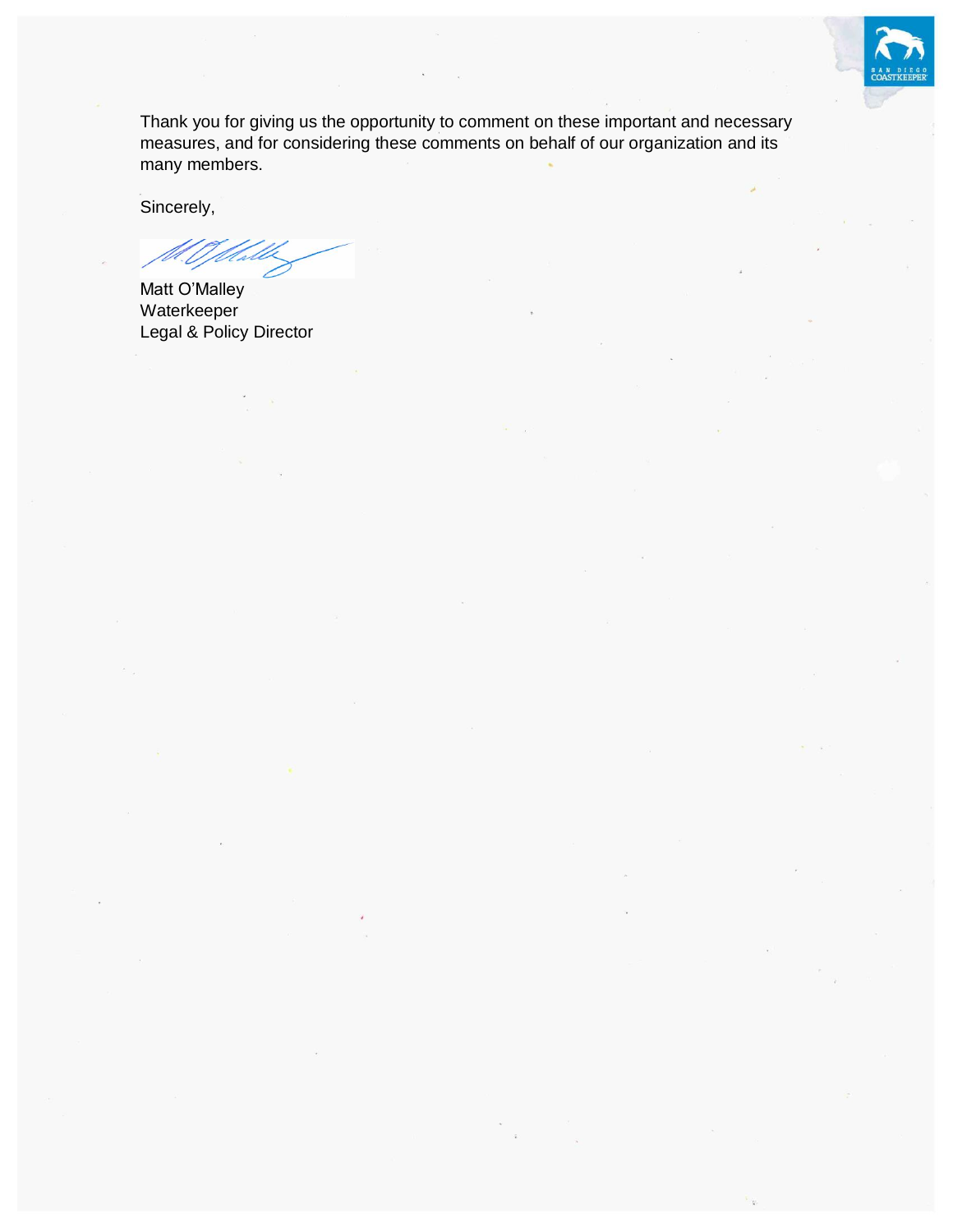Thank you for giving us the opportunity to comment on these important and necessary measures, and for considering these comments on behalf of our organization and its many members.

Sincerely,

Matt O'Malley
Waterkeeper
Legal & Policy Director